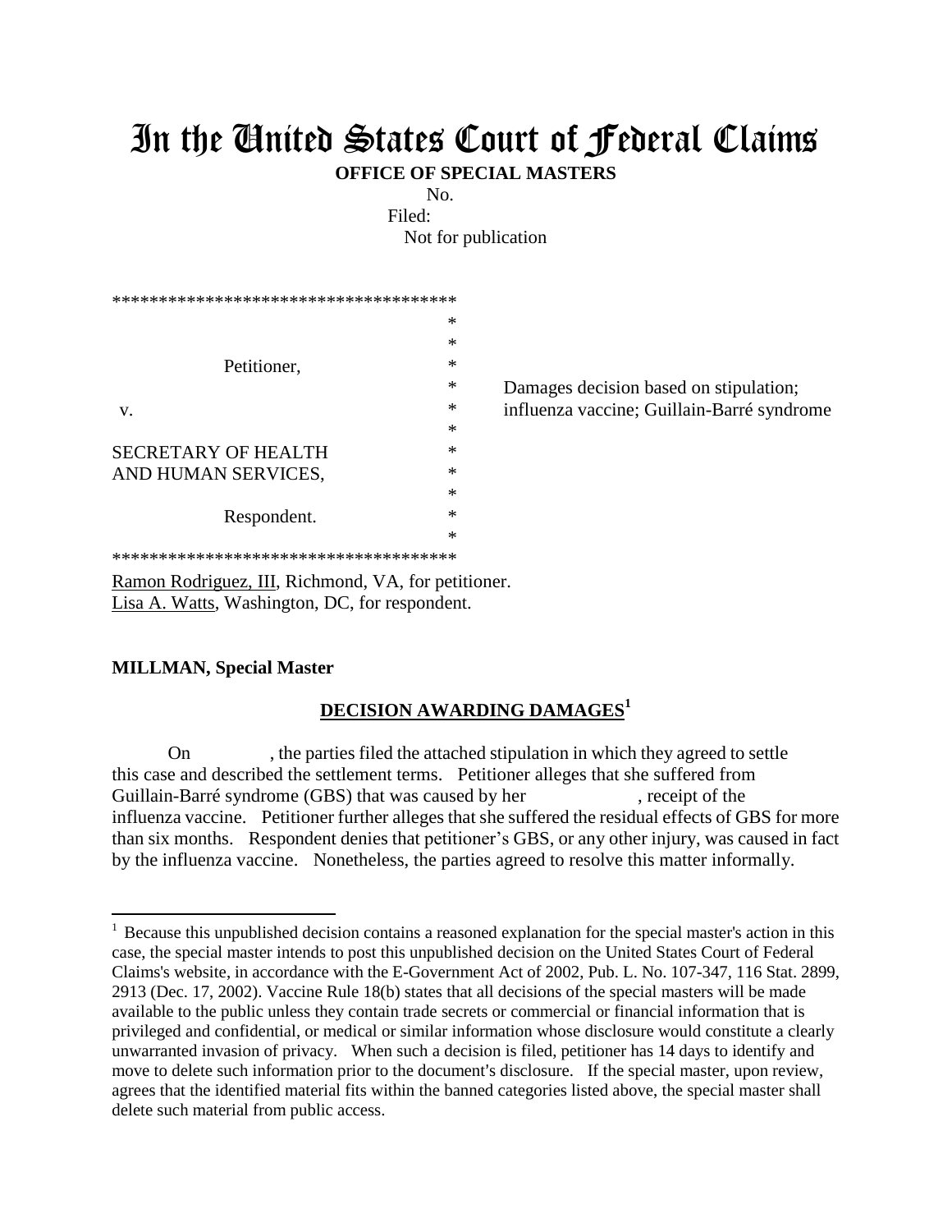# In the United States Court of Federal Claims

**OFFICE OF SPECIAL MASTERS**

No.

Filed:

Not for publication

************************************

| | | |
|---|---|---|
| Petitioner, | * | |
| | * | Damages decision based on stipulation; |
| v. | * | influenza vaccine; Guillain-Barré syndrome |
| | * | |
| SECRETARY OF HEALTH | * | |
| AND HUMAN SERVICES, | * | |
| | * | |
| Respondent. | * | |

************************************

Ramon Rodriguez, III, Richmond, VA, for petitioner.
Lisa A. Watts, Washington, DC, for respondent.

**MILLMAN, Special Master**

## DECISION AWARDING DAMAGES[1]

On , the parties filed the attached stipulation in which they agreed to settle this case and described the settlement terms. Petitioner alleges that she suffered from Guillain-Barré syndrome (GBS) that was caused by her , receipt of the influenza vaccine. Petitioner further alleges that she suffered the residual effects of GBS for more than six months. Respondent denies that petitioner's GBS, or any other injury, was caused in fact by the influenza vaccine. Nonetheless, the parties agreed to resolve this matter informally.

---

[1] Because this unpublished decision contains a reasoned explanation for the special master's action in this case, the special master intends to post this unpublished decision on the United States Court of Federal Claims's website, in accordance with the E-Government Act of 2002, Pub. L. No. 107-347, 116 Stat. 2899, 2913 (Dec. 17, 2002). Vaccine Rule 18(b) states that all decisions of the special masters will be made available to the public unless they contain trade secrets or commercial or financial information that is privileged and confidential, or medical or similar information whose disclosure would constitute a clearly unwarranted invasion of privacy. When such a decision is filed, petitioner has 14 days to identify and move to delete such information prior to the document's disclosure. If the special master, upon review, agrees that the identified material fits within the banned categories listed above, the special master shall delete such material from public access.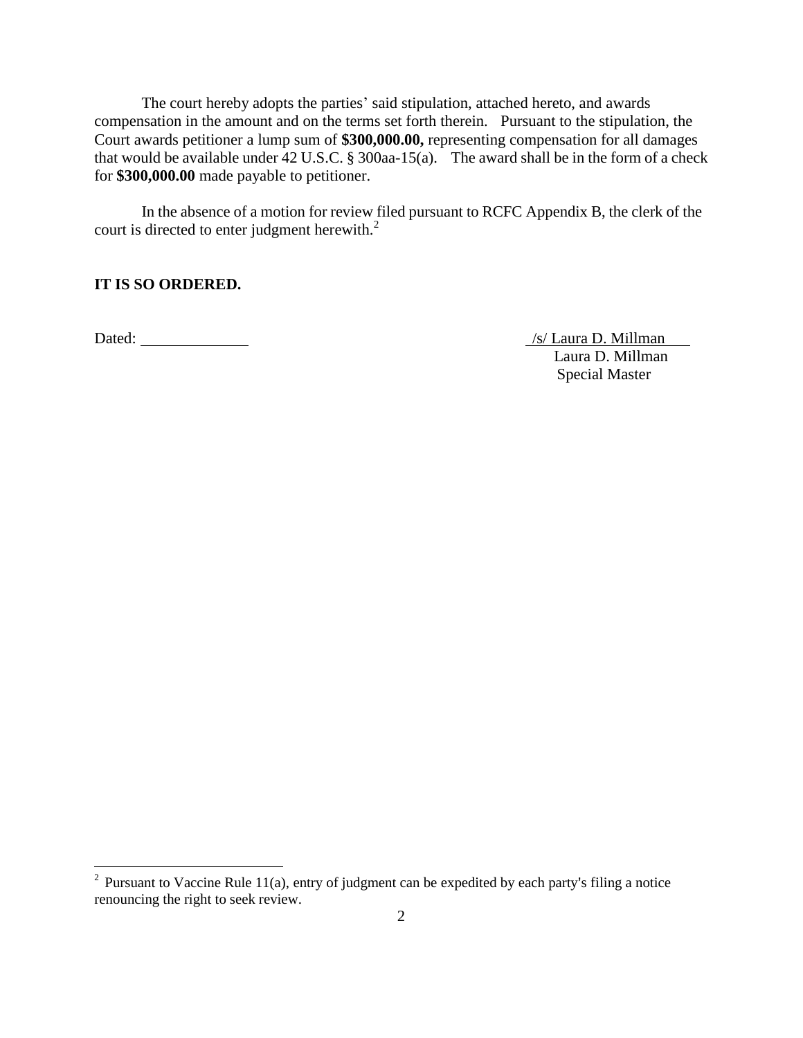The court hereby adopts the parties' said stipulation, attached hereto, and awards compensation in the amount and on the terms set forth therein. Pursuant to the stipulation, the Court awards petitioner a lump sum of **$300,000.00,** representing compensation for all damages that would be available under 42 U.S.C. § 300aa-15(a). The award shall be in the form of a check for **$300,000.00** made payable to petitioner.

In the absence of a motion for review filed pursuant to RCFC Appendix B, the clerk of the court is directed to enter judgment herewith.[2]

**IT IS SO ORDERED.**

Dated: ______________

/s/ Laura D. Millman
Laura D. Millman
Special Master

---

[2] Pursuant to Vaccine Rule 11(a), entry of judgment can be expedited by each party's filing a notice renouncing the right to seek review.